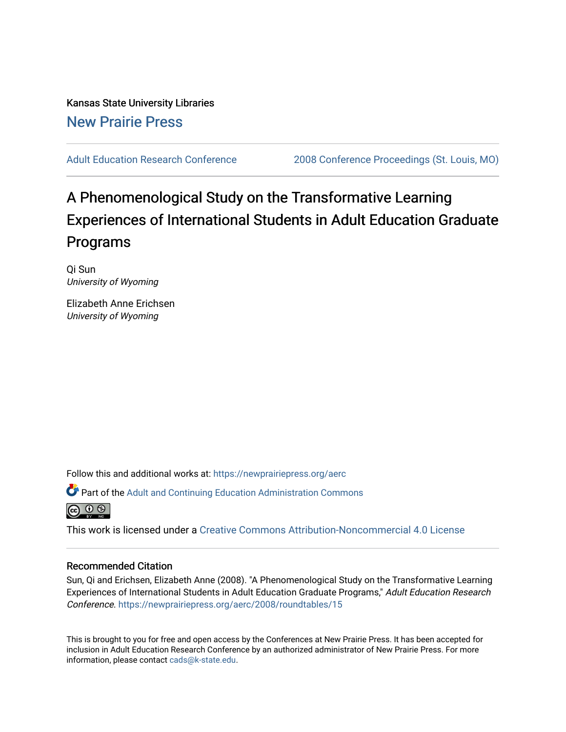Kansas State University Libraries

New Prairie Press

Adult Education Research Conference | 2008 Conference Proceedings (St. Louis, MO)

# A Phenomenological Study on the Transformative Learning Experiences of International Students in Adult Education Graduate Programs

Qi Sun
*University of Wyoming*

Elizabeth Anne Erichsen
*University of Wyoming*

Follow this and additional works at: https://newprairiepress.org/aerc

Part of the Adult and Continuing Education Administration Commons

This work is licensed under a Creative Commons Attribution-Noncommercial 4.0 License

## Recommended Citation

Sun, Qi and Erichsen, Elizabeth Anne (2008). "A Phenomenological Study on the Transformative Learning Experiences of International Students in Adult Education Graduate Programs," *Adult Education Research Conference*. https://newprairiepress.org/aerc/2008/roundtables/15

This is brought to you for free and open access by the Conferences at New Prairie Press. It has been accepted for inclusion in Adult Education Research Conference by an authorized administrator of New Prairie Press. For more information, please contact cads@k-state.edu.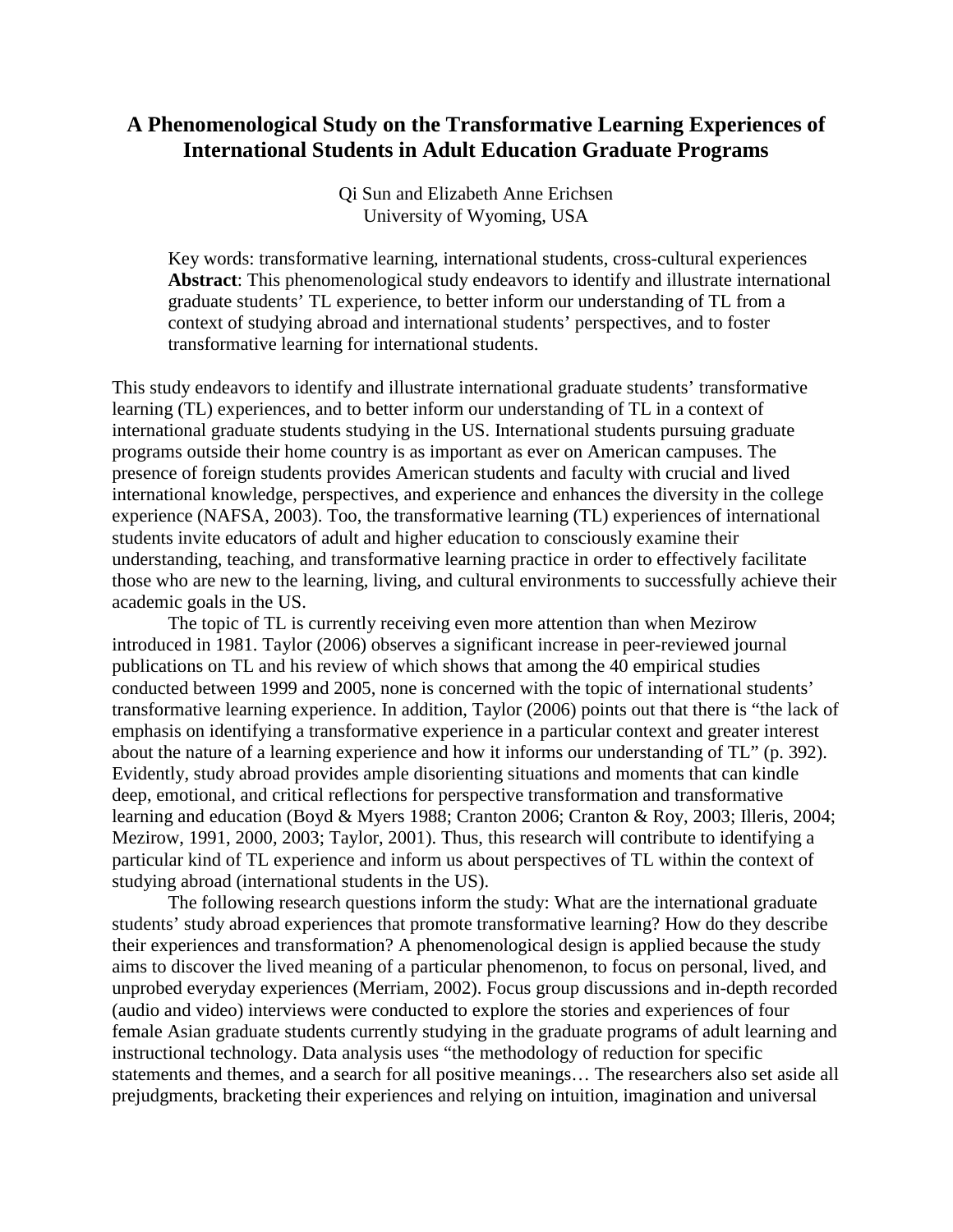# A Phenomenological Study on the Transformative Learning Experiences of International Students in Adult Education Graduate Programs

Qi Sun and Elizabeth Anne Erichsen
University of Wyoming, USA

Key words: transformative learning, international students, cross-cultural experiences
**Abstract**: This phenomenological study endeavors to identify and illustrate international graduate students' TL experience, to better inform our understanding of TL from a context of studying abroad and international students' perspectives, and to foster transformative learning for international students.

This study endeavors to identify and illustrate international graduate students' transformative learning (TL) experiences, and to better inform our understanding of TL in a context of international graduate students studying in the US. International students pursuing graduate programs outside their home country is as important as ever on American campuses. The presence of foreign students provides American students and faculty with crucial and lived international knowledge, perspectives, and experience and enhances the diversity in the college experience (NAFSA, 2003). Too, the transformative learning (TL) experiences of international students invite educators of adult and higher education to consciously examine their understanding, teaching, and transformative learning practice in order to effectively facilitate those who are new to the learning, living, and cultural environments to successfully achieve their academic goals in the US.

The topic of TL is currently receiving even more attention than when Mezirow introduced in 1981. Taylor (2006) observes a significant increase in peer-reviewed journal publications on TL and his review of which shows that among the 40 empirical studies conducted between 1999 and 2005, none is concerned with the topic of international students' transformative learning experience. In addition, Taylor (2006) points out that there is "the lack of emphasis on identifying a transformative experience in a particular context and greater interest about the nature of a learning experience and how it informs our understanding of TL" (p. 392). Evidently, study abroad provides ample disorienting situations and moments that can kindle deep, emotional, and critical reflections for perspective transformation and transformative learning and education (Boyd & Myers 1988; Cranton 2006; Cranton & Roy, 2003; Illeris, 2004; Mezirow, 1991, 2000, 2003; Taylor, 2001). Thus, this research will contribute to identifying a particular kind of TL experience and inform us about perspectives of TL within the context of studying abroad (international students in the US).

The following research questions inform the study: What are the international graduate students' study abroad experiences that promote transformative learning? How do they describe their experiences and transformation? A phenomenological design is applied because the study aims to discover the lived meaning of a particular phenomenon, to focus on personal, lived, and unprobed everyday experiences (Merriam, 2002). Focus group discussions and in-depth recorded (audio and video) interviews were conducted to explore the stories and experiences of four female Asian graduate students currently studying in the graduate programs of adult learning and instructional technology. Data analysis uses "the methodology of reduction for specific statements and themes, and a search for all positive meanings… The researchers also set aside all prejudgments, bracketing their experiences and relying on intuition, imagination and universal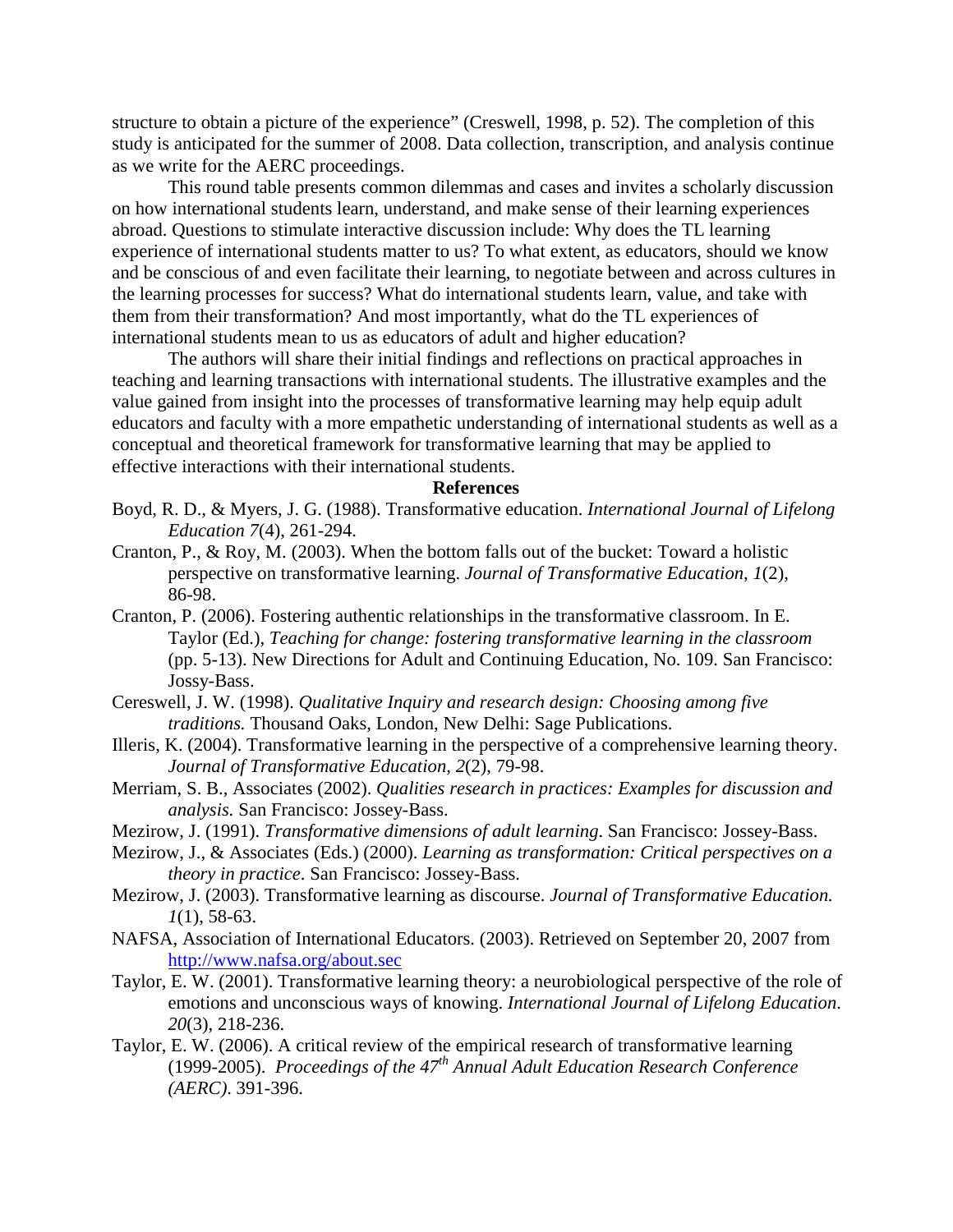structure to obtain a picture of the experience" (Creswell, 1998, p. 52). The completion of this study is anticipated for the summer of 2008. Data collection, transcription, and analysis continue as we write for the AERC proceedings.

This round table presents common dilemmas and cases and invites a scholarly discussion on how international students learn, understand, and make sense of their learning experiences abroad. Questions to stimulate interactive discussion include: Why does the TL learning experience of international students matter to us? To what extent, as educators, should we know and be conscious of and even facilitate their learning, to negotiate between and across cultures in the learning processes for success? What do international students learn, value, and take with them from their transformation? And most importantly, what do the TL experiences of international students mean to us as educators of adult and higher education?

The authors will share their initial findings and reflections on practical approaches in teaching and learning transactions with international students. The illustrative examples and the value gained from insight into the processes of transformative learning may help equip adult educators and faculty with a more empathetic understanding of international students as well as a conceptual and theoretical framework for transformative learning that may be applied to effective interactions with their international students.

**References**

Boyd, R. D., & Myers, J. G. (1988). Transformative education. *International Journal of Lifelong Education 7*(4), 261-294.

Cranton, P., & Roy, M. (2003). When the bottom falls out of the bucket: Toward a holistic perspective on transformative learning. *Journal of Transformative Education*, *1*(2), 86-98.

Cranton, P. (2006). Fostering authentic relationships in the transformative classroom. In E. Taylor (Ed.), *Teaching for change: fostering transformative learning in the classroom* (pp. 5-13). New Directions for Adult and Continuing Education, No. 109. San Francisco: Jossy-Bass.

Cereswell, J. W. (1998). *Qualitative Inquiry and research design: Choosing among five traditions.* Thousand Oaks, London, New Delhi: Sage Publications.

Illeris, K. (2004). Transformative learning in the perspective of a comprehensive learning theory. *Journal of Transformative Education*, *2*(2), 79-98.

Merriam, S. B., Associates (2002). *Qualities research in practices: Examples for discussion and analysis.* San Francisco: Jossey-Bass.

Mezirow, J. (1991). *Transformative dimensions of adult learning*. San Francisco: Jossey-Bass.

Mezirow, J., & Associates (Eds.) (2000). *Learning as transformation: Critical perspectives on a theory in practice*. San Francisco: Jossey-Bass.

Mezirow, J. (2003). Transformative learning as discourse. *Journal of Transformative Education. 1*(1), 58-63.

NAFSA, Association of International Educators. (2003). Retrieved on September 20, 2007 from http://www.nafsa.org/about.sec

Taylor, E. W. (2001). Transformative learning theory: a neurobiological perspective of the role of emotions and unconscious ways of knowing. *International Journal of Lifelong Education*. *20*(3), 218-236.

Taylor, E. W. (2006). A critical review of the empirical research of transformative learning (1999-2005). *Proceedings of the 47th Annual Adult Education Research Conference (AERC)*. 391-396.